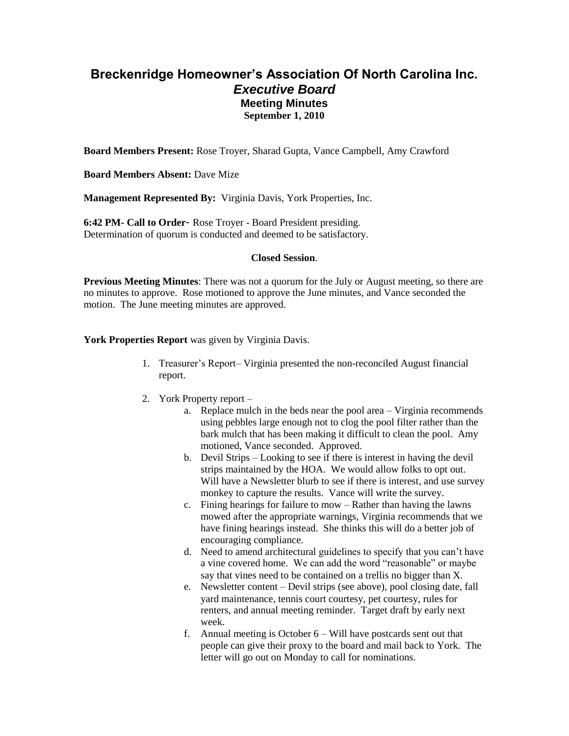# Breckenridge Homeowner's Association Of North Carolina Inc.
## *Executive Board*
### Meeting Minutes
**September 1, 2010**

**Board Members Present:** Rose Troyer, Sharad Gupta, Vance Campbell, Amy Crawford

**Board Members Absent:** Dave Mize

**Management Represented By:** Virginia Davis, York Properties, Inc.

**6:42 PM- Call to Order**- Rose Troyer - Board President presiding.
Determination of quorum is conducted and deemed to be satisfactory.

**Closed Session**.

**Previous Meeting Minutes**: There was not a quorum for the July or August meeting, so there are no minutes to approve. Rose motioned to approve the June minutes, and Vance seconded the motion. The June meeting minutes are approved.

**York Properties Report** was given by Virginia Davis.

1. Treasurer's Report– Virginia presented the non-reconciled August financial report.
2. York Property report –
   a. Replace mulch in the beds near the pool area – Virginia recommends using pebbles large enough not to clog the pool filter rather than the bark mulch that has been making it difficult to clean the pool. Amy motioned, Vance seconded. Approved.
   b. Devil Strips – Looking to see if there is interest in having the devil strips maintained by the HOA. We would allow folks to opt out. Will have a Newsletter blurb to see if there is interest, and use survey monkey to capture the results. Vance will write the survey.
   c. Fining hearings for failure to mow – Rather than having the lawns mowed after the appropriate warnings, Virginia recommends that we have fining hearings instead. She thinks this will do a better job of encouraging compliance.
   d. Need to amend architectural guidelines to specify that you can't have a vine covered home. We can add the word "reasonable" or maybe say that vines need to be contained on a trellis no bigger than X.
   e. Newsletter content – Devil strips (see above), pool closing date, fall yard maintenance, tennis court courtesy, pet courtesy, rules for renters, and annual meeting reminder. Target draft by early next week.
   f. Annual meeting is October 6 – Will have postcards sent out that people can give their proxy to the board and mail back to York. The letter will go out on Monday to call for nominations.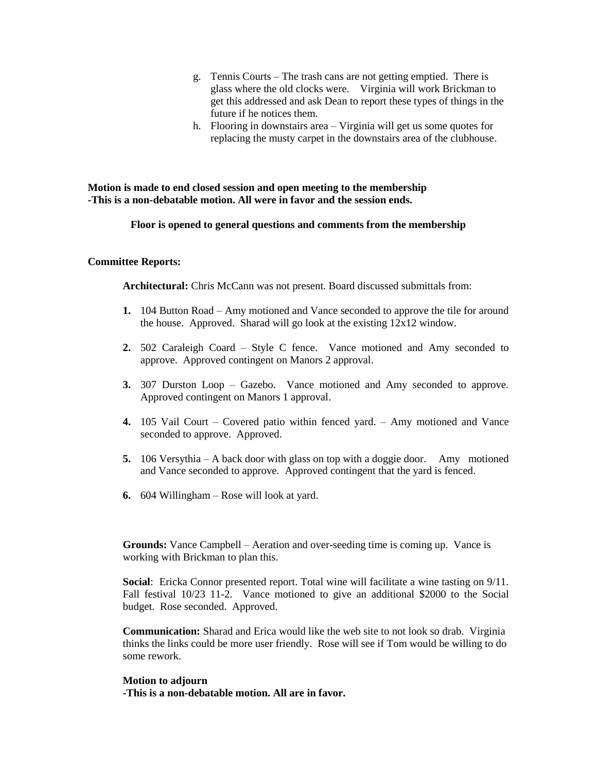g. Tennis Courts – The trash cans are not getting emptied. There is glass where the old clocks were. Virginia will work Brickman to get this addressed and ask Dean to report these types of things in the future if he notices them.
h. Flooring in downstairs area – Virginia will get us some quotes for replacing the musty carpet in the downstairs area of the clubhouse.

**Motion is made to end closed session and open meeting to the membership**
**-This is a non-debatable motion. All were in favor and the session ends.**

**Floor is opened to general questions and comments from the membership**

**Committee Reports:**

**Architectural:** Chris McCann was not present. Board discussed submittals from:

1. 104 Button Road – Amy motioned and Vance seconded to approve the tile for around the house. Approved. Sharad will go look at the existing 12x12 window.
2. 502 Caraleigh Coard – Style C fence. Vance motioned and Amy seconded to approve. Approved contingent on Manors 2 approval.
3. 307 Durston Loop – Gazebo. Vance motioned and Amy seconded to approve. Approved contingent on Manors 1 approval.
4. 105 Vail Court – Covered patio within fenced yard. – Amy motioned and Vance seconded to approve. Approved.
5. 106 Versythia – A back door with glass on top with a doggie door. Amy motioned and Vance seconded to approve. Approved contingent that the yard is fenced.
6. 604 Willingham – Rose will look at yard.

**Grounds:** Vance Campbell – Aeration and over-seeding time is coming up. Vance is working with Brickman to plan this.

**Social**: Ericka Connor presented report. Total wine will facilitate a wine tasting on 9/11. Fall festival 10/23 11-2. Vance motioned to give an additional $2000 to the Social budget. Rose seconded. Approved.

**Communication:** Sharad and Erica would like the web site to not look so drab. Virginia thinks the links could be more user friendly. Rose will see if Tom would be willing to do some rework.

**Motion to adjourn**
**-This is a non-debatable motion. All are in favor.**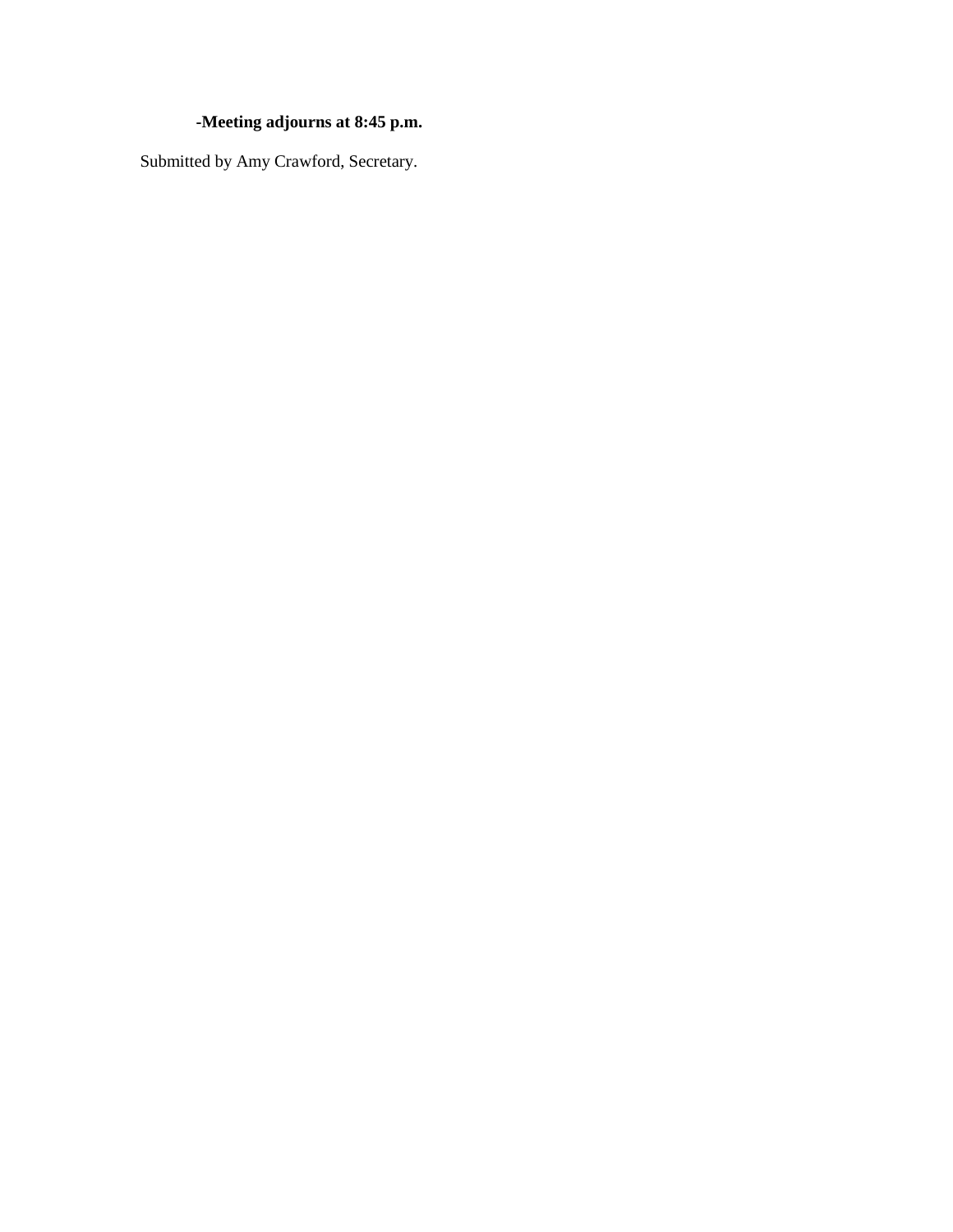**-Meeting adjourns at 8:45 p.m.**

Submitted by Amy Crawford, Secretary.